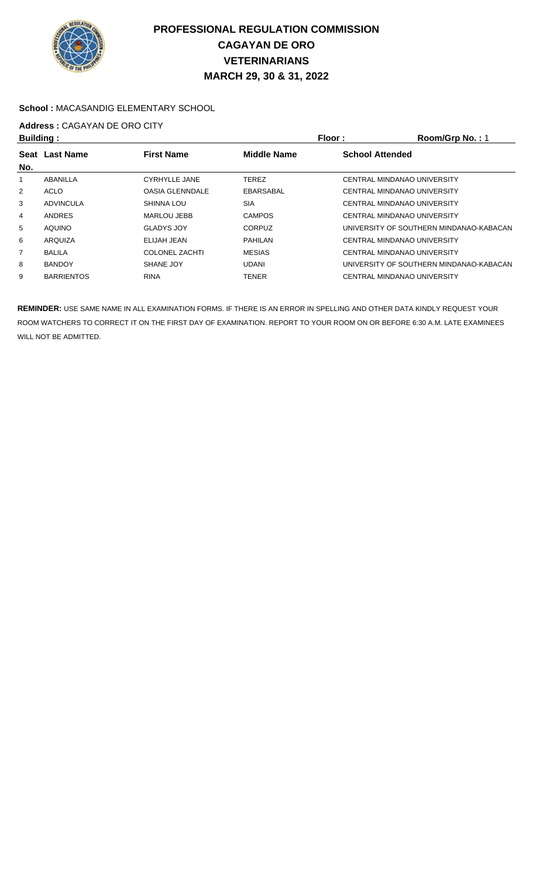# PROFESSIONAL REGULATION COMMISSION
# CAGAYAN DE ORO
# VETERINARIANS
# MARCH 29, 30 & 31, 2022

**School :** MACASANDIG ELEMENTARY SCHOOL

**Address :** CAGAYAN DE ORO CITY

**Building :** **Floor :** **Room/Grp No. :** 1

| Seat No. | Last Name | First Name | Middle Name | School Attended |
|---|---|---|---|---|
| 1 | ABANILLA | CYRHYLLE JANE | TEREZ | CENTRAL MINDANAO UNIVERSITY |
| 2 | ACLO | OASIA GLENNDALE | EBARSABAL | CENTRAL MINDANAO UNIVERSITY |
| 3 | ADVINCULA | SHINNA LOU | SIA | CENTRAL MINDANAO UNIVERSITY |
| 4 | ANDRES | MARLOU JEBB | CAMPOS | CENTRAL MINDANAO UNIVERSITY |
| 5 | AQUINO | GLADYS JOY | CORPUZ | UNIVERSITY OF SOUTHERN MINDANAO-KABACAN |
| 6 | ARQUIZA | ELIJAH JEAN | PAHILAN | CENTRAL MINDANAO UNIVERSITY |
| 7 | BALILA | COLONEL ZACHTI | MESIAS | CENTRAL MINDANAO UNIVERSITY |
| 8 | BANDOY | SHANE JOY | UDANI | UNIVERSITY OF SOUTHERN MINDANAO-KABACAN |
| 9 | BARRIENTOS | RINA | TENER | CENTRAL MINDANAO UNIVERSITY |

**REMINDER:** USE SAME NAME IN ALL EXAMINATION FORMS. IF THERE IS AN ERROR IN SPELLING AND OTHER DATA KINDLY REQUEST YOUR ROOM WATCHERS TO CORRECT IT ON THE FIRST DAY OF EXAMINATION. REPORT TO YOUR ROOM ON OR BEFORE 6:30 A.M. LATE EXAMINEES WILL NOT BE ADMITTED.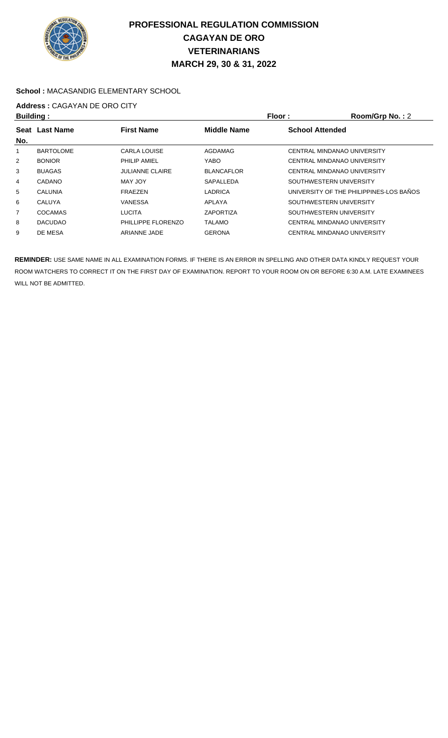# PROFESSIONAL REGULATION COMMISSION
# CAGAYAN DE ORO
# VETERINARIANS
# MARCH 29, 30 & 31, 2022

**School :** MACASANDIG ELEMENTARY SCHOOL

**Address :** CAGAYAN DE ORO CITY

**Building :** **Floor :** **Room/Grp No. :** 2

| Seat No. | Last Name | First Name | Middle Name | School Attended |
|---|---|---|---|---|
| 1 | BARTOLOME | CARLA LOUISE | AGDAMAG | CENTRAL MINDANAO UNIVERSITY |
| 2 | BONIOR | PHILIP AMIEL | YABO | CENTRAL MINDANAO UNIVERSITY |
| 3 | BUAGAS | JULIANNE CLAIRE | BLANCAFLOR | CENTRAL MINDANAO UNIVERSITY |
| 4 | CADANO | MAY JOY | SAPALLEDA | SOUTHWESTERN UNIVERSITY |
| 5 | CALUNIA | FRAEZEN | LADRICA | UNIVERSITY OF THE PHILIPPINES-LOS BAÑOS |
| 6 | CALUYA | VANESSA | APLAYA | SOUTHWESTERN UNIVERSITY |
| 7 | COCAMAS | LUCITA | ZAPORTIZA | SOUTHWESTERN UNIVERSITY |
| 8 | DACUDAO | PHILLIPPE FLORENZO | TALAMO | CENTRAL MINDANAO UNIVERSITY |
| 9 | DE MESA | ARIANNE JADE | GERONA | CENTRAL MINDANAO UNIVERSITY |

**REMINDER:** USE SAME NAME IN ALL EXAMINATION FORMS. IF THERE IS AN ERROR IN SPELLING AND OTHER DATA KINDLY REQUEST YOUR ROOM WATCHERS TO CORRECT IT ON THE FIRST DAY OF EXAMINATION. REPORT TO YOUR ROOM ON OR BEFORE 6:30 A.M. LATE EXAMINEES WILL NOT BE ADMITTED.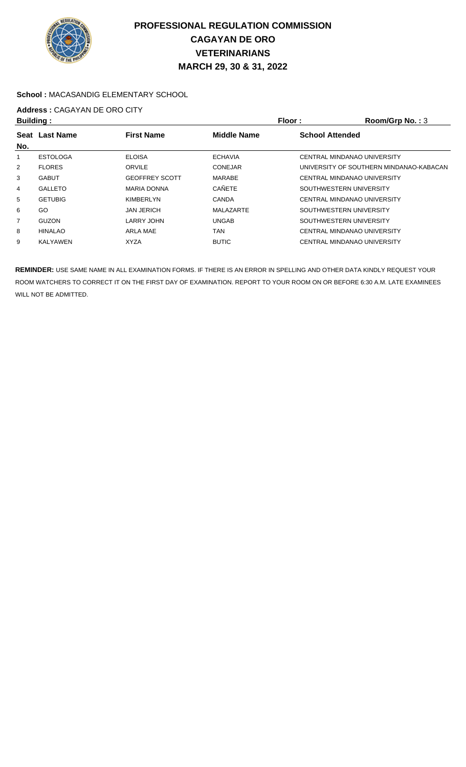# PROFESSIONAL REGULATION COMMISSION
## CAGAYAN DE ORO
## VETERINARIANS
## MARCH 29, 30 & 31, 2022

**School :** MACASANDIG ELEMENTARY SCHOOL

**Address :** CAGAYAN DE ORO CITY

**Building :** **Floor :** **Room/Grp No. :** 3

| Seat No. | Last Name | First Name | Middle Name | School Attended |
|---|---|---|---|---|
| 1 | ESTOLOGA | ELOISA | ECHAVIA | CENTRAL MINDANAO UNIVERSITY |
| 2 | FLORES | ORVILE | CONEJAR | UNIVERSITY OF SOUTHERN MINDANAO-KABACAN |
| 3 | GABUT | GEOFFREY SCOTT | MARABE | CENTRAL MINDANAO UNIVERSITY |
| 4 | GALLETO | MARIA DONNA | CAÑETE | SOUTHWESTERN UNIVERSITY |
| 5 | GETUBIG | KIMBERLYN | CANDA | CENTRAL MINDANAO UNIVERSITY |
| 6 | GO | JAN JERICH | MALAZARTE | SOUTHWESTERN UNIVERSITY |
| 7 | GUZON | LARRY JOHN | UNGAB | SOUTHWESTERN UNIVERSITY |
| 8 | HINALAO | ARLA MAE | TAN | CENTRAL MINDANAO UNIVERSITY |
| 9 | KALYAWEN | XYZA | BUTIC | CENTRAL MINDANAO UNIVERSITY |

**REMINDER:** USE SAME NAME IN ALL EXAMINATION FORMS. IF THERE IS AN ERROR IN SPELLING AND OTHER DATA KINDLY REQUEST YOUR ROOM WATCHERS TO CORRECT IT ON THE FIRST DAY OF EXAMINATION. REPORT TO YOUR ROOM ON OR BEFORE 6:30 A.M. LATE EXAMINEES WILL NOT BE ADMITTED.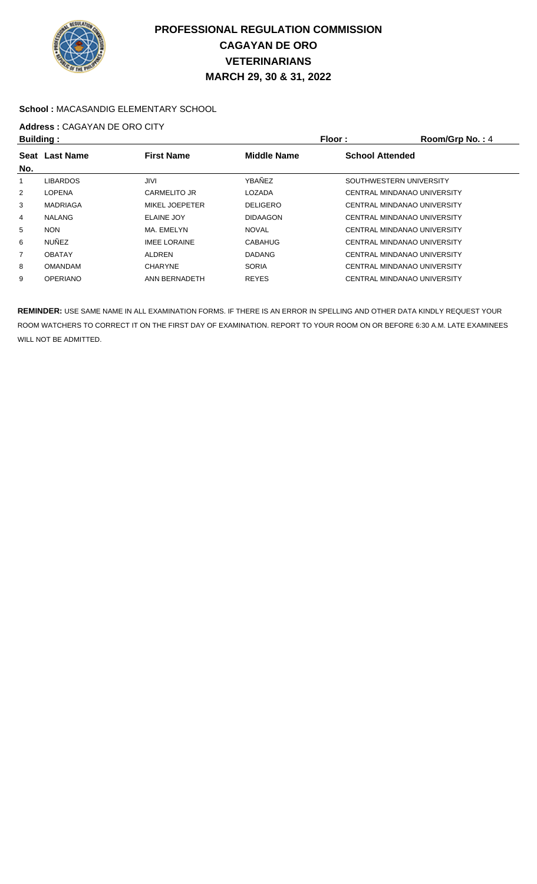# PROFESSIONAL REGULATION COMMISSION
## CAGAYAN DE ORO
## VETERINARIANS
## MARCH 29, 30 & 31, 2022

**School :** MACASANDIG ELEMENTARY SCHOOL

**Address :** CAGAYAN DE ORO CITY

**Building :** **Floor :** **Room/Grp No. :** 4

| Seat No. | Last Name | First Name | Middle Name | School Attended |
|---|---|---|---|---|
| 1 | LIBARDOS | JIVI | YBAÑEZ | SOUTHWESTERN UNIVERSITY |
| 2 | LOPENA | CARMELITO JR | LOZADA | CENTRAL MINDANAO UNIVERSITY |
| 3 | MADRIAGA | MIKEL JOEPETER | DELIGERO | CENTRAL MINDANAO UNIVERSITY |
| 4 | NALANG | ELAINE JOY | DIDAAGON | CENTRAL MINDANAO UNIVERSITY |
| 5 | NON | MA. EMELYN | NOVAL | CENTRAL MINDANAO UNIVERSITY |
| 6 | NUÑEZ | IMEE LORAINE | CABAHUG | CENTRAL MINDANAO UNIVERSITY |
| 7 | OBATAY | ALDREN | DADANG | CENTRAL MINDANAO UNIVERSITY |
| 8 | OMANDAM | CHARYNE | SORIA | CENTRAL MINDANAO UNIVERSITY |
| 9 | OPERIANO | ANN BERNADETH | REYES | CENTRAL MINDANAO UNIVERSITY |

**REMINDER:** USE SAME NAME IN ALL EXAMINATION FORMS. IF THERE IS AN ERROR IN SPELLING AND OTHER DATA KINDLY REQUEST YOUR ROOM WATCHERS TO CORRECT IT ON THE FIRST DAY OF EXAMINATION. REPORT TO YOUR ROOM ON OR BEFORE 6:30 A.M. LATE EXAMINEES WILL NOT BE ADMITTED.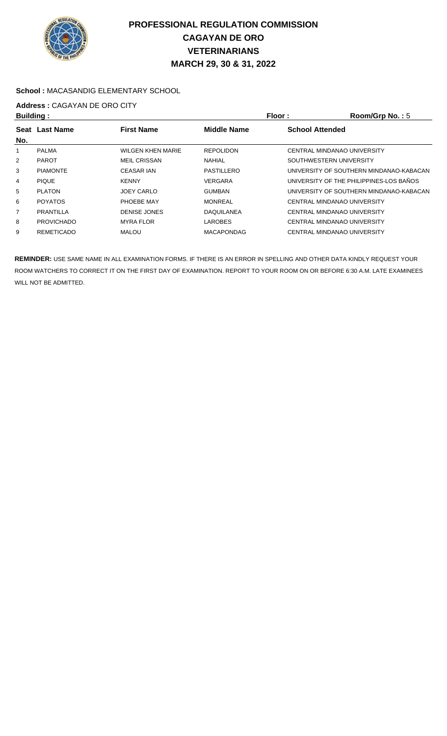# PROFESSIONAL REGULATION COMMISSION
# CAGAYAN DE ORO
# VETERINARIANS
# MARCH 29, 30 & 31, 2022

**School :** MACASANDIG ELEMENTARY SCHOOL

**Address :** CAGAYAN DE ORO CITY

**Building :** **Floor :** **Room/Grp No. :** 5

| Seat No. | Last Name | First Name | Middle Name | School Attended |
|---|---|---|---|---|
| 1 | PALMA | WILGEN KHEN MARIE | REPOLIDON | CENTRAL MINDANAO UNIVERSITY |
| 2 | PAROT | MEIL CRISSAN | NAHIAL | SOUTHWESTERN UNIVERSITY |
| 3 | PIAMONTE | CEASAR IAN | PASTILLERO | UNIVERSITY OF SOUTHERN MINDANAO-KABACAN |
| 4 | PIQUE | KENNY | VERGARA | UNIVERSITY OF THE PHILIPPINES-LOS BAÑOS |
| 5 | PLATON | JOEY CARLO | GUMBAN | UNIVERSITY OF SOUTHERN MINDANAO-KABACAN |
| 6 | POYATOS | PHOEBE MAY | MONREAL | CENTRAL MINDANAO UNIVERSITY |
| 7 | PRANTILLA | DENISE JONES | DAQUILANEA | CENTRAL MINDANAO UNIVERSITY |
| 8 | PROVICHADO | MYRA FLOR | LAROBES | CENTRAL MINDANAO UNIVERSITY |
| 9 | REMETICADO | MALOU | MACAPONDAG | CENTRAL MINDANAO UNIVERSITY |

**REMINDER:** USE SAME NAME IN ALL EXAMINATION FORMS. IF THERE IS AN ERROR IN SPELLING AND OTHER DATA KINDLY REQUEST YOUR ROOM WATCHERS TO CORRECT IT ON THE FIRST DAY OF EXAMINATION. REPORT TO YOUR ROOM ON OR BEFORE 6:30 A.M. LATE EXAMINEES WILL NOT BE ADMITTED.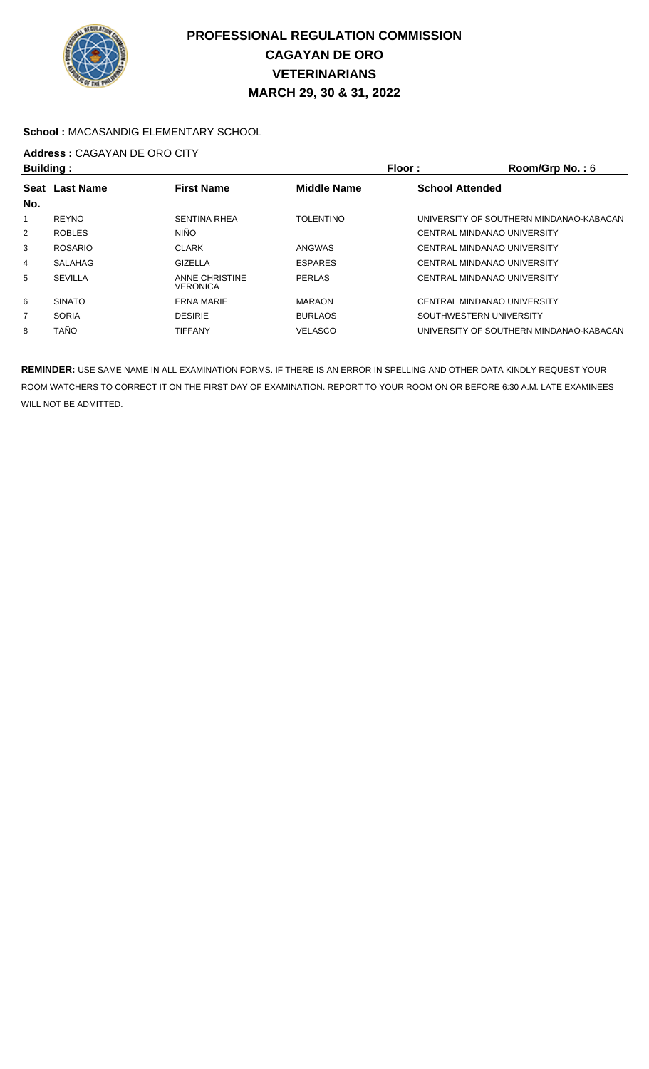# PROFESSIONAL REGULATION COMMISSION
## CAGAYAN DE ORO
## VETERINARIANS
## MARCH 29, 30 & 31, 2022

**School :** MACASANDIG ELEMENTARY SCHOOL

**Address :** CAGAYAN DE ORO CITY

**Building :** **Floor :** **Room/Grp No. :** 6

| Seat No. | Last Name | First Name | Middle Name | School Attended |
|---|---|---|---|---|
| 1 | REYNO | SENTINA RHEA | TOLENTINO | UNIVERSITY OF SOUTHERN MINDANAO-KABACAN |
| 2 | ROBLES | NIÑO | | CENTRAL MINDANAO UNIVERSITY |
| 3 | ROSARIO | CLARK | ANGWAS | CENTRAL MINDANAO UNIVERSITY |
| 4 | SALAHAG | GIZELLA | ESPARES | CENTRAL MINDANAO UNIVERSITY |
| 5 | SEVILLA | ANNE CHRISTINE VERONICA | PERLAS | CENTRAL MINDANAO UNIVERSITY |
| 6 | SINATO | ERNA MARIE | MARAON | CENTRAL MINDANAO UNIVERSITY |
| 7 | SORIA | DESIRIE | BURLAOS | SOUTHWESTERN UNIVERSITY |
| 8 | TAÑO | TIFFANY | VELASCO | UNIVERSITY OF SOUTHERN MINDANAO-KABACAN |

**REMINDER:** USE SAME NAME IN ALL EXAMINATION FORMS. IF THERE IS AN ERROR IN SPELLING AND OTHER DATA KINDLY REQUEST YOUR ROOM WATCHERS TO CORRECT IT ON THE FIRST DAY OF EXAMINATION. REPORT TO YOUR ROOM ON OR BEFORE 6:30 A.M. LATE EXAMINEES WILL NOT BE ADMITTED.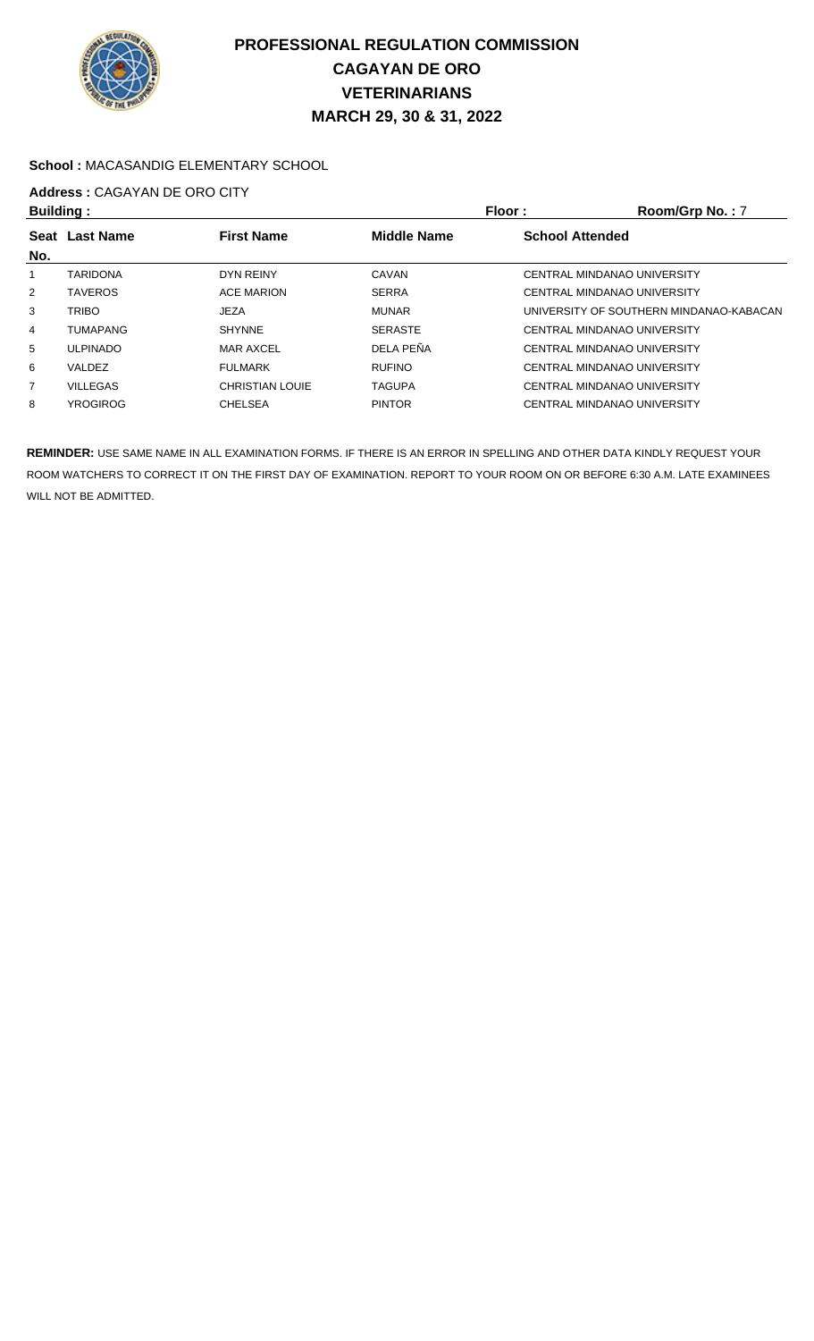# PROFESSIONAL REGULATION COMMISSION
# CAGAYAN DE ORO
# VETERINARIANS
# MARCH 29, 30 & 31, 2022

**School :** MACASANDIG ELEMENTARY SCHOOL

**Address :** CAGAYAN DE ORO CITY

**Building :** **Floor :** **Room/Grp No. :** 7

| Seat No. | Last Name | First Name | Middle Name | School Attended |
|---|---|---|---|---|
| 1 | TARIDONA | DYN REINY | CAVAN | CENTRAL MINDANAO UNIVERSITY |
| 2 | TAVEROS | ACE MARION | SERRA | CENTRAL MINDANAO UNIVERSITY |
| 3 | TRIBO | JEZA | MUNAR | UNIVERSITY OF SOUTHERN MINDANAO-KABACAN |
| 4 | TUMAPANG | SHYNNE | SERASTE | CENTRAL MINDANAO UNIVERSITY |
| 5 | ULPINADO | MAR AXCEL | DELA PEÑA | CENTRAL MINDANAO UNIVERSITY |
| 6 | VALDEZ | FULMARK | RUFINO | CENTRAL MINDANAO UNIVERSITY |
| 7 | VILLEGAS | CHRISTIAN LOUIE | TAGUPA | CENTRAL MINDANAO UNIVERSITY |
| 8 | YROGIROG | CHELSEA | PINTOR | CENTRAL MINDANAO UNIVERSITY |

**REMINDER:** USE SAME NAME IN ALL EXAMINATION FORMS. IF THERE IS AN ERROR IN SPELLING AND OTHER DATA KINDLY REQUEST YOUR ROOM WATCHERS TO CORRECT IT ON THE FIRST DAY OF EXAMINATION. REPORT TO YOUR ROOM ON OR BEFORE 6:30 A.M. LATE EXAMINEES WILL NOT BE ADMITTED.